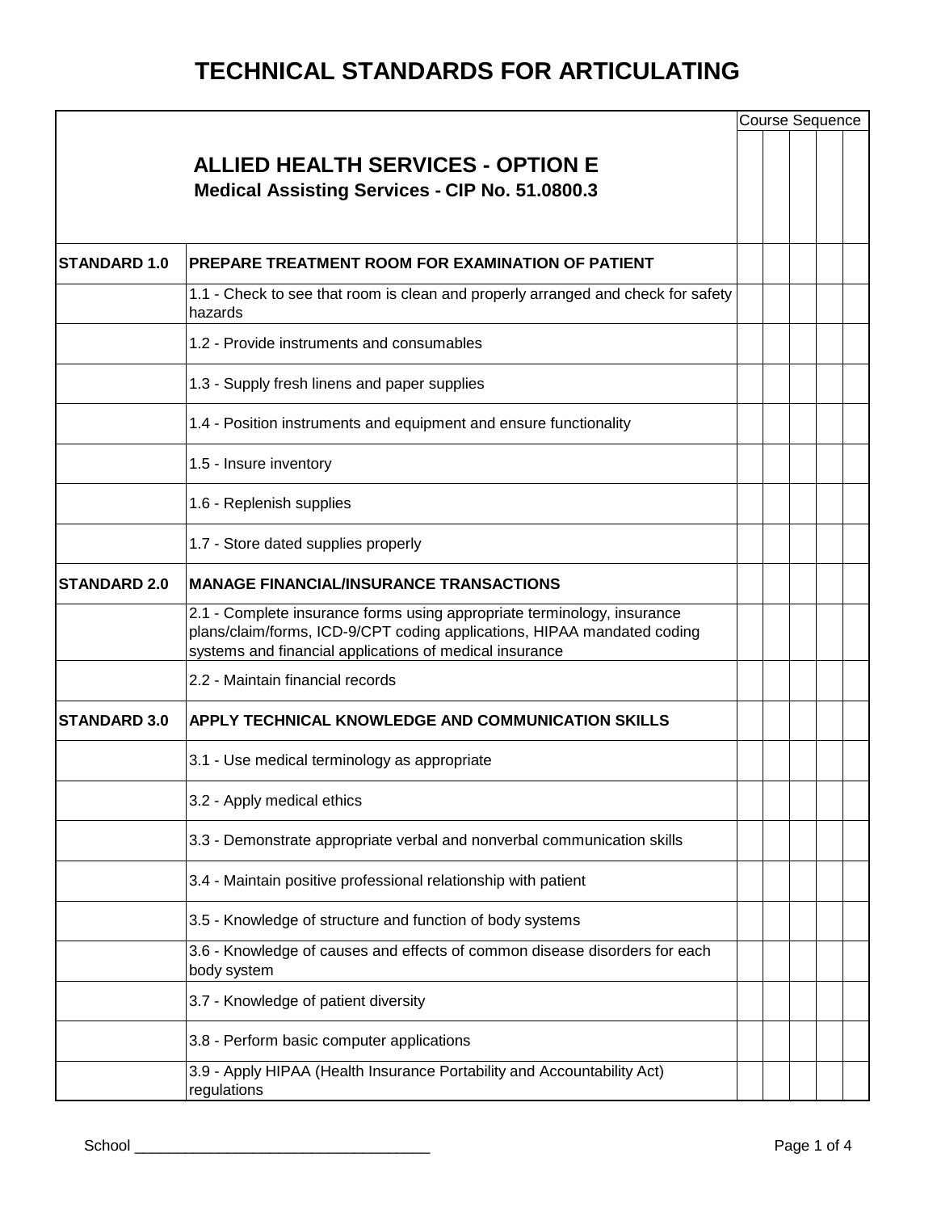# TECHNICAL STANDARDS FOR ARTICULATING

| ALLIED HEALTH SERVICES - OPTION E<br>Medical Assisting Services - CIP No. 51.0800.3 | | Course Sequence | | | | |
|---|---|---|---|---|---|---|
| | | | | | | |
| **STANDARD 1.0** | **PREPARE TREATMENT ROOM FOR EXAMINATION OF PATIENT** | | | | | |
| | 1.1 - Check to see that room is clean and properly arranged and check for safety hazards | | | | | |
| | 1.2 - Provide instruments and consumables | | | | | |
| | 1.3 - Supply fresh linens and paper supplies | | | | | |
| | 1.4 - Position instruments and equipment and ensure functionality | | | | | |
| | 1.5 - Insure inventory | | | | | |
| | 1.6 - Replenish supplies | | | | | |
| | 1.7 - Store dated supplies properly | | | | | |
| **STANDARD 2.0** | **MANAGE FINANCIAL/INSURANCE TRANSACTIONS** | | | | | |
| | 2.1 - Complete insurance forms using appropriate terminology, insurance plans/claim/forms, ICD-9/CPT coding applications, HIPAA mandated coding systems and financial applications of medical insurance | | | | | |
| | 2.2 - Maintain financial records | | | | | |
| **STANDARD 3.0** | **APPLY TECHNICAL KNOWLEDGE AND COMMUNICATION SKILLS** | | | | | |
| | 3.1 - Use medical terminology as appropriate | | | | | |
| | 3.2 - Apply medical ethics | | | | | |
| | 3.3 - Demonstrate appropriate verbal and nonverbal communication skills | | | | | |
| | 3.4 - Maintain positive professional relationship with patient | | | | | |
| | 3.5 - Knowledge of structure and function of body systems | | | | | |
| | 3.6 - Knowledge of causes and effects of common disease disorders for each body system | | | | | |
| | 3.7 - Knowledge of patient diversity | | | | | |
| | 3.8 - Perform basic computer applications | | | | | |
| | 3.9 - Apply HIPAA (Health Insurance Portability and Accountability Act) regulations | | | | | |

School ___________________________________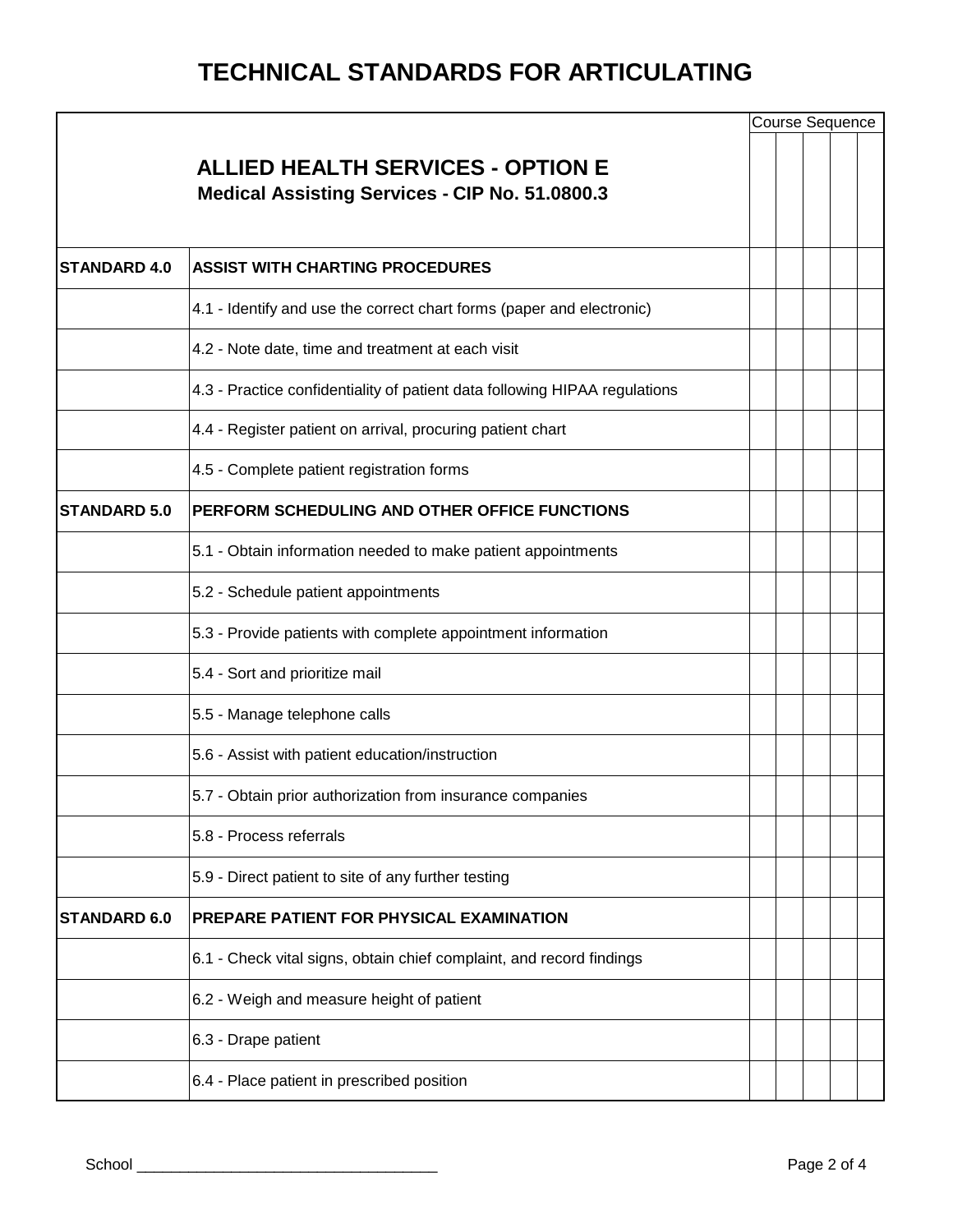# TECHNICAL STANDARDS FOR ARTICULATING

| ALLIED HEALTH SERVICES - OPTION E<br>Medical Assisting Services - CIP No. 51.0800.3 | | Course Sequence | | | | |
|---|---|---|---|---|---|---|
| | | | | | | |
| **STANDARD 4.0** | **ASSIST WITH CHARTING PROCEDURES** | | | | | |
| | 4.1 - Identify and use the correct chart forms (paper and electronic) | | | | | |
| | 4.2 - Note date, time and treatment at each visit | | | | | |
| | 4.3 - Practice confidentiality of patient data following HIPAA regulations | | | | | |
| | 4.4 - Register patient on arrival, procuring patient chart | | | | | |
| | 4.5 - Complete patient registration forms | | | | | |
| **STANDARD 5.0** | **PERFORM SCHEDULING AND OTHER OFFICE FUNCTIONS** | | | | | |
| | 5.1 - Obtain information needed to make patient appointments | | | | | |
| | 5.2 - Schedule patient appointments | | | | | |
| | 5.3 - Provide patients with complete appointment information | | | | | |
| | 5.4 - Sort and prioritize mail | | | | | |
| | 5.5 - Manage telephone calls | | | | | |
| | 5.6 - Assist with patient education/instruction | | | | | |
| | 5.7 - Obtain prior authorization from insurance companies | | | | | |
| | 5.8 - Process referrals | | | | | |
| | 5.9 - Direct patient to site of any further testing | | | | | |
| **STANDARD 6.0** | **PREPARE PATIENT FOR PHYSICAL EXAMINATION** | | | | | |
| | 6.1 - Check vital signs, obtain chief complaint, and record findings | | | | | |
| | 6.2 - Weigh and measure height of patient | | | | | |
| | 6.3 - Drape patient | | | | | |
| | 6.4 - Place patient in prescribed position | | | | | |

School ___________________________________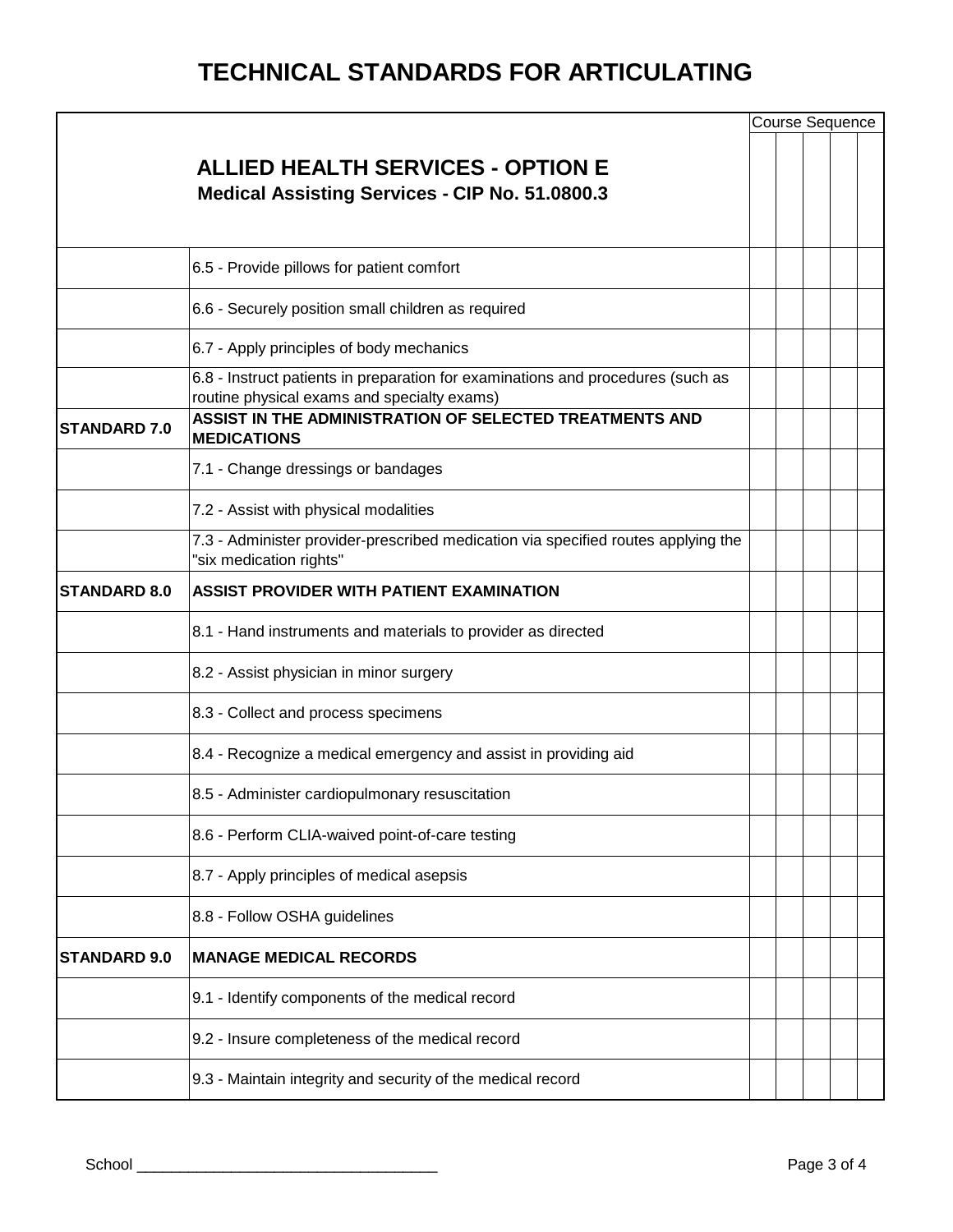# TECHNICAL STANDARDS FOR ARTICULATING

| **ALLIED HEALTH SERVICES - OPTION E**<br>**Medical Assisting Services - CIP No. 51.0800.3** | | Course Sequence | | | | |
|---|---|---|---|---|---|---|
| | 6.5 - Provide pillows for patient comfort | | | | | |
| | 6.6 - Securely position small children as required | | | | | |
| | 6.7 - Apply principles of body mechanics | | | | | |
| | 6.8 - Instruct patients in preparation for examinations and procedures (such as routine physical exams and specialty exams) | | | | | |
| **STANDARD 7.0** | **ASSIST IN THE ADMINISTRATION OF SELECTED TREATMENTS AND MEDICATIONS** | | | | | |
| | 7.1 - Change dressings or bandages | | | | | |
| | 7.2 - Assist with physical modalities | | | | | |
| | 7.3 - Administer provider-prescribed medication via specified routes applying the "six medication rights" | | | | | |
| **STANDARD 8.0** | **ASSIST PROVIDER WITH PATIENT EXAMINATION** | | | | | |
| | 8.1 - Hand instruments and materials to provider as directed | | | | | |
| | 8.2 - Assist physician in minor surgery | | | | | |
| | 8.3 - Collect and process specimens | | | | | |
| | 8.4 - Recognize a medical emergency and assist in providing aid | | | | | |
| | 8.5 - Administer cardiopulmonary resuscitation | | | | | |
| | 8.6 - Perform CLIA-waived point-of-care testing | | | | | |
| | 8.7 - Apply principles of medical asepsis | | | | | |
| | 8.8 - Follow OSHA guidelines | | | | | |
| **STANDARD 9.0** | **MANAGE MEDICAL RECORDS** | | | | | |
| | 9.1 - Identify components of the medical record | | | | | |
| | 9.2 - Insure completeness of the medical record | | | | | |
| | 9.3 - Maintain integrity and security of the medical record | | | | | |

School ___________________________________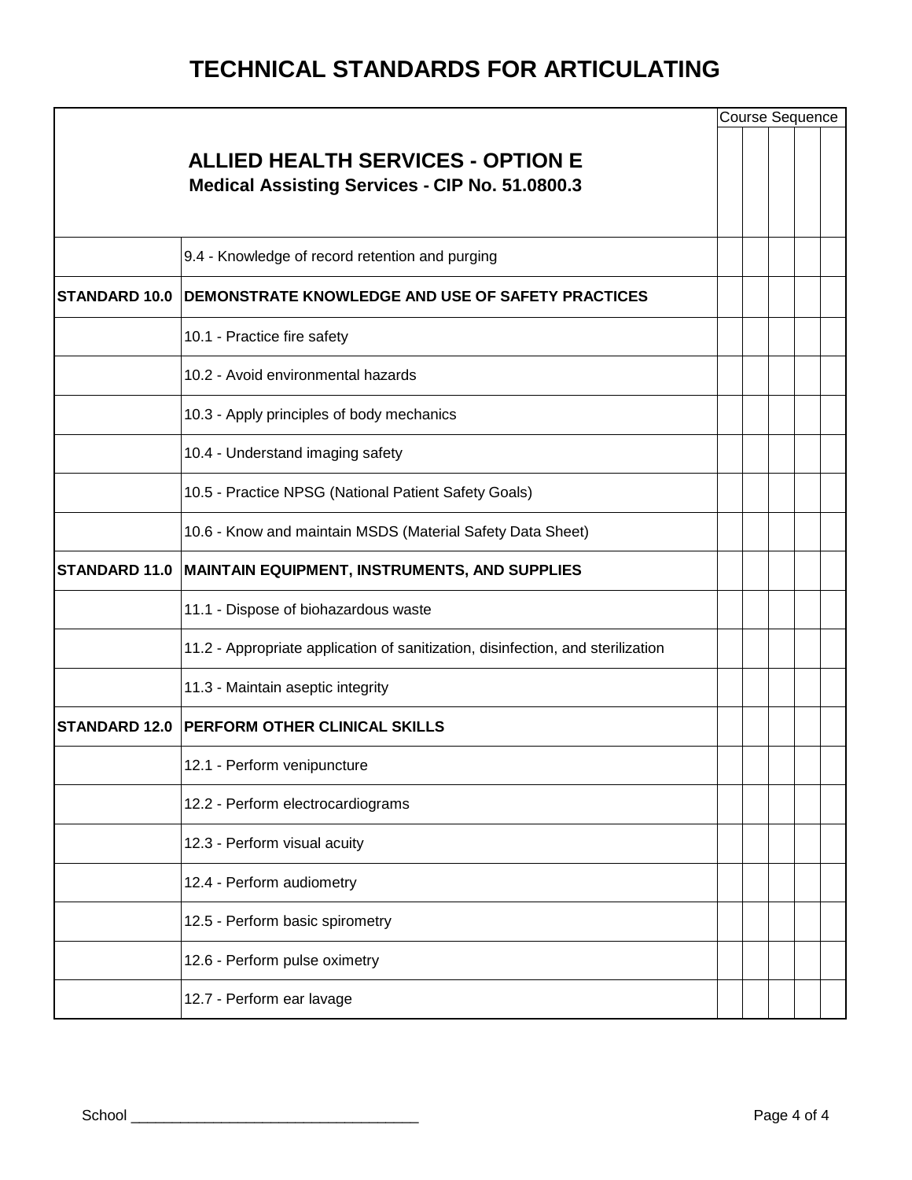# TECHNICAL STANDARDS FOR ARTICULATING

| ALLIED HEALTH SERVICES - OPTION E<br>Medical Assisting Services - CIP No. 51.0800.3 | | Course Sequence | | | | |
|---|---|---|---|---|---|---|
| | 9.4 - Knowledge of record retention and purging | | | | | |
| **STANDARD 10.0** | **DEMONSTRATE KNOWLEDGE AND USE OF SAFETY PRACTICES** | | | | | |
| | 10.1 - Practice fire safety | | | | | |
| | 10.2 - Avoid environmental hazards | | | | | |
| | 10.3 - Apply principles of body mechanics | | | | | |
| | 10.4 - Understand imaging safety | | | | | |
| | 10.5 - Practice NPSG (National Patient Safety Goals) | | | | | |
| | 10.6 - Know and maintain MSDS (Material Safety Data Sheet) | | | | | |
| **STANDARD 11.0** | **MAINTAIN EQUIPMENT, INSTRUMENTS, AND SUPPLIES** | | | | | |
| | 11.1 - Dispose of biohazardous waste | | | | | |
| | 11.2 - Appropriate application of sanitization, disinfection, and sterilization | | | | | |
| | 11.3 - Maintain aseptic integrity | | | | | |
| **STANDARD 12.0** | **PERFORM OTHER CLINICAL SKILLS** | | | | | |
| | 12.1 - Perform venipuncture | | | | | |
| | 12.2 - Perform electrocardiograms | | | | | |
| | 12.3 - Perform visual acuity | | | | | |
| | 12.4 - Perform audiometry | | | | | |
| | 12.5 - Perform basic spirometry | | | | | |
| | 12.6 - Perform pulse oximetry | | | | | |
| | 12.7 - Perform ear lavage | | | | | |

School ___________________________________